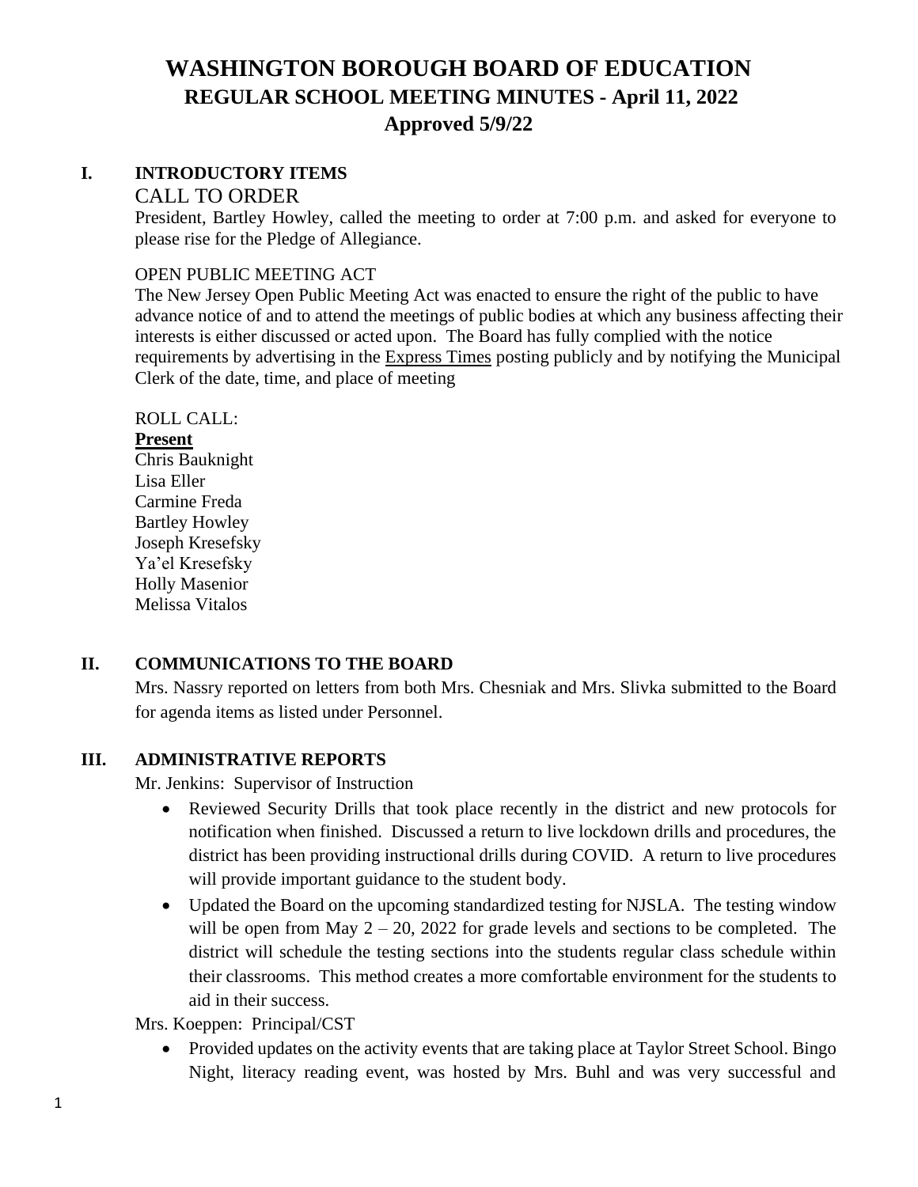# WASHINGTON BOROUGH BOARD OF EDUCATION
## REGULAR SCHOOL MEETING MINUTES - April 11, 2022
## Approved 5/9/22

### I. INTRODUCTORY ITEMS

CALL TO ORDER

President, Bartley Howley, called the meeting to order at 7:00 p.m. and asked for everyone to please rise for the Pledge of Allegiance.

OPEN PUBLIC MEETING ACT

The New Jersey Open Public Meeting Act was enacted to ensure the right of the public to have advance notice of and to attend the meetings of public bodies at which any business affecting their interests is either discussed or acted upon. The Board has fully complied with the notice requirements by advertising in the Express Times posting publicly and by notifying the Municipal Clerk of the date, time, and place of meeting

ROLL CALL:

**Present**

Chris Bauknight
Lisa Eller
Carmine Freda
Bartley Howley
Joseph Kresefsky
Ya'el Kresefsky
Holly Masenior
Melissa Vitalos

### II. COMMUNICATIONS TO THE BOARD

Mrs. Nassry reported on letters from both Mrs. Chesniak and Mrs. Slivka submitted to the Board for agenda items as listed under Personnel.

### III. ADMINISTRATIVE REPORTS

Mr. Jenkins: Supervisor of Instruction

- Reviewed Security Drills that took place recently in the district and new protocols for notification when finished. Discussed a return to live lockdown drills and procedures, the district has been providing instructional drills during COVID. A return to live procedures will provide important guidance to the student body.
- Updated the Board on the upcoming standardized testing for NJSLA. The testing window will be open from May 2 – 20, 2022 for grade levels and sections to be completed. The district will schedule the testing sections into the students regular class schedule within their classrooms. This method creates a more comfortable environment for the students to aid in their success.

Mrs. Koeppen: Principal/CST

- Provided updates on the activity events that are taking place at Taylor Street School. Bingo Night, literacy reading event, was hosted by Mrs. Buhl and was very successful and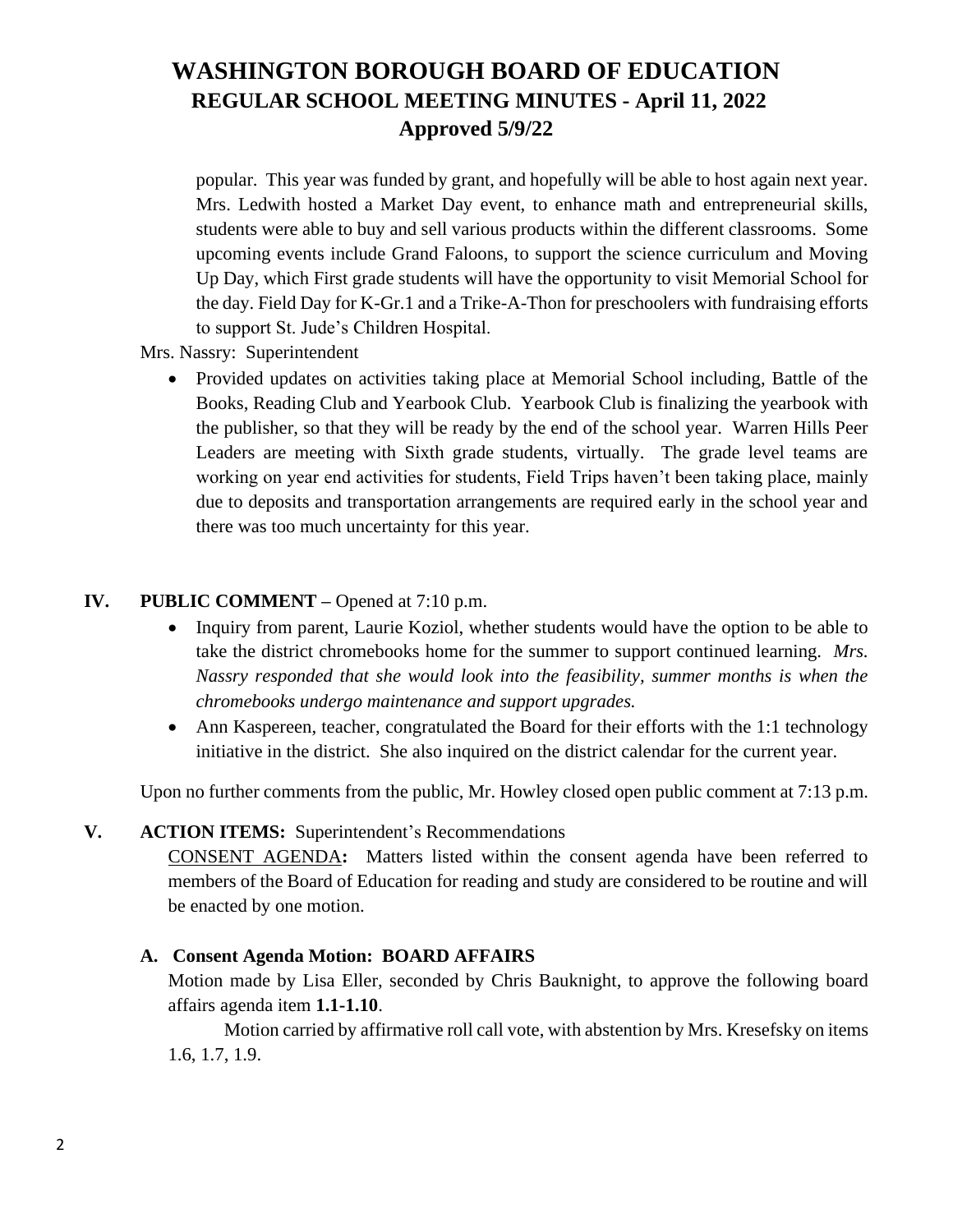popular. This year was funded by grant, and hopefully will be able to host again next year. Mrs. Ledwith hosted a Market Day event, to enhance math and entrepreneurial skills, students were able to buy and sell various products within the different classrooms. Some upcoming events include Grand Faloons, to support the science curriculum and Moving Up Day, which First grade students will have the opportunity to visit Memorial School for the day. Field Day for K-Gr.1 and a Trike-A-Thon for preschoolers with fundraising efforts to support St. Jude's Children Hospital.

Mrs. Nassry: Superintendent

- Provided updates on activities taking place at Memorial School including, Battle of the Books, Reading Club and Yearbook Club. Yearbook Club is finalizing the yearbook with the publisher, so that they will be ready by the end of the school year. Warren Hills Peer Leaders are meeting with Sixth grade students, virtually. The grade level teams are working on year end activities for students, Field Trips haven't been taking place, mainly due to deposits and transportation arrangements are required early in the school year and there was too much uncertainty for this year.

## IV. PUBLIC COMMENT – Opened at 7:10 p.m.

- Inquiry from parent, Laurie Koziol, whether students would have the option to be able to take the district chromebooks home for the summer to support continued learning. *Mrs. Nassry responded that she would look into the feasibility, summer months is when the chromebooks undergo maintenance and support upgrades.*
- Ann Kaspereen, teacher, congratulated the Board for their efforts with the 1:1 technology initiative in the district. She also inquired on the district calendar for the current year.

Upon no further comments from the public, Mr. Howley closed open public comment at 7:13 p.m.

## V. ACTION ITEMS: Superintendent's Recommendations

CONSENT AGENDA**:** Matters listed within the consent agenda have been referred to members of the Board of Education for reading and study are considered to be routine and will be enacted by one motion.

### A. Consent Agenda Motion: BOARD AFFAIRS

Motion made by Lisa Eller, seconded by Chris Bauknight, to approve the following board affairs agenda item **1.1-1.10**.

Motion carried by affirmative roll call vote, with abstention by Mrs. Kresefsky on items 1.6, 1.7, 1.9.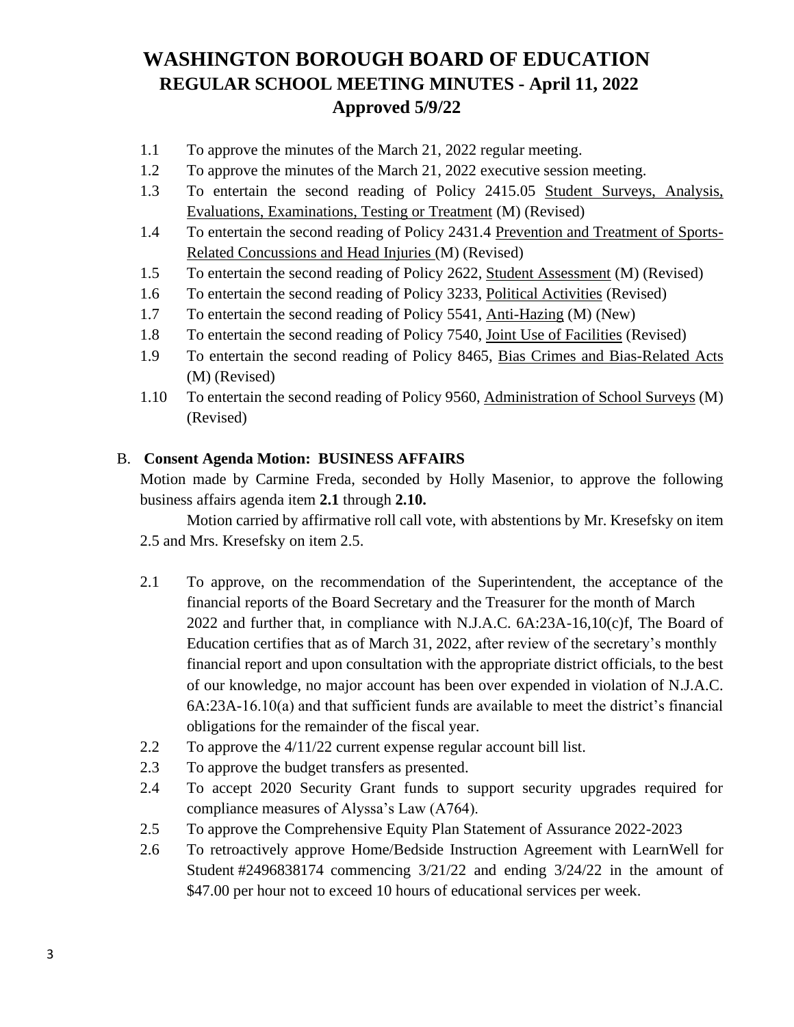# WASHINGTON BOROUGH BOARD OF EDUCATION
## REGULAR SCHOOL MEETING MINUTES - April 11, 2022
## Approved 5/9/22

1.1 To approve the minutes of the March 21, 2022 regular meeting.

1.2 To approve the minutes of the March 21, 2022 executive session meeting.

1.3 To entertain the second reading of Policy 2415.05 Student Surveys, Analysis, Evaluations, Examinations, Testing or Treatment (M) (Revised)

1.4 To entertain the second reading of Policy 2431.4 Prevention and Treatment of Sports-Related Concussions and Head Injuries (M) (Revised)

1.5 To entertain the second reading of Policy 2622, Student Assessment (M) (Revised)

1.6 To entertain the second reading of Policy 3233, Political Activities (Revised)

1.7 To entertain the second reading of Policy 5541, Anti-Hazing (M) (New)

1.8 To entertain the second reading of Policy 7540, Joint Use of Facilities (Revised)

1.9 To entertain the second reading of Policy 8465, Bias Crimes and Bias-Related Acts (M) (Revised)

1.10 To entertain the second reading of Policy 9560, Administration of School Surveys (M) (Revised)

B. **Consent Agenda Motion: BUSINESS AFFAIRS**

Motion made by Carmine Freda, seconded by Holly Masenior, to approve the following business affairs agenda item **2.1** through **2.10.**

Motion carried by affirmative roll call vote, with abstentions by Mr. Kresefsky on item 2.5 and Mrs. Kresefsky on item 2.5.

2.1 To approve, on the recommendation of the Superintendent, the acceptance of the financial reports of the Board Secretary and the Treasurer for the month of March 2022 and further that, in compliance with N.J.A.C. 6A:23A-16,10(c)f, The Board of Education certifies that as of March 31, 2022, after review of the secretary's monthly financial report and upon consultation with the appropriate district officials, to the best of our knowledge, no major account has been over expended in violation of N.J.A.C. 6A:23A-16.10(a) and that sufficient funds are available to meet the district's financial obligations for the remainder of the fiscal year.

2.2 To approve the 4/11/22 current expense regular account bill list.

2.3 To approve the budget transfers as presented.

2.4 To accept 2020 Security Grant funds to support security upgrades required for compliance measures of Alyssa's Law (A764).

2.5 To approve the Comprehensive Equity Plan Statement of Assurance 2022-2023

2.6 To retroactively approve Home/Bedside Instruction Agreement with LearnWell for Student #2496838174 commencing 3/21/22 and ending 3/24/22 in the amount of \$47.00 per hour not to exceed 10 hours of educational services per week.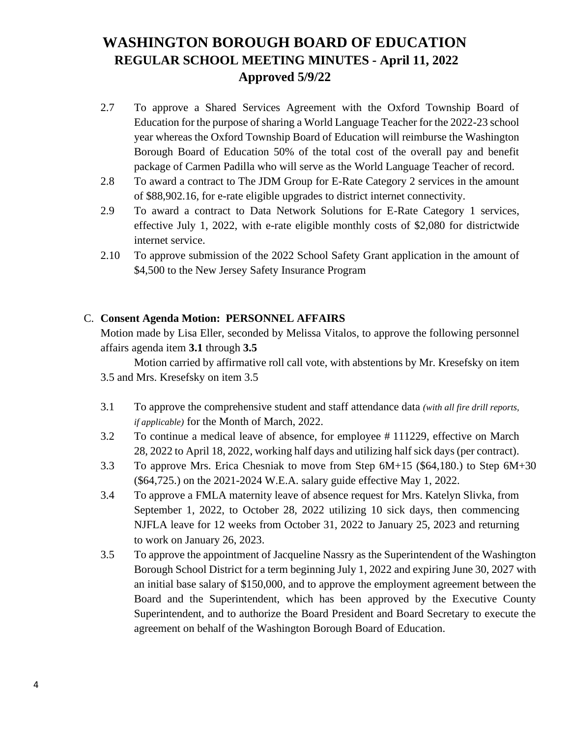# WASHINGTON BOROUGH BOARD OF EDUCATION
## REGULAR SCHOOL MEETING MINUTES - April 11, 2022
## Approved 5/9/22

2.7 To approve a Shared Services Agreement with the Oxford Township Board of Education for the purpose of sharing a World Language Teacher for the 2022-23 school year whereas the Oxford Township Board of Education will reimburse the Washington Borough Board of Education 50% of the total cost of the overall pay and benefit package of Carmen Padilla who will serve as the World Language Teacher of record.

2.8 To award a contract to The JDM Group for E-Rate Category 2 services in the amount of $88,902.16, for e-rate eligible upgrades to district internet connectivity.

2.9 To award a contract to Data Network Solutions for E-Rate Category 1 services, effective July 1, 2022, with e-rate eligible monthly costs of $2,080 for districtwide internet service.

2.10 To approve submission of the 2022 School Safety Grant application in the amount of $4,500 to the New Jersey Safety Insurance Program

C. **Consent Agenda Motion: PERSONNEL AFFAIRS**

Motion made by Lisa Eller, seconded by Melissa Vitalos, to approve the following personnel affairs agenda item **3.1** through **3.5**

Motion carried by affirmative roll call vote, with abstentions by Mr. Kresefsky on item 3.5 and Mrs. Kresefsky on item 3.5

3.1 To approve the comprehensive student and staff attendance data *(with all fire drill reports, if applicable)* for the Month of March, 2022.

3.2 To continue a medical leave of absence, for employee # 111229, effective on March 28, 2022 to April 18, 2022, working half days and utilizing half sick days (per contract).

3.3 To approve Mrs. Erica Chesniak to move from Step 6M+15 ($64,180.) to Step 6M+30 ($64,725.) on the 2021-2024 W.E.A. salary guide effective May 1, 2022.

3.4 To approve a FMLA maternity leave of absence request for Mrs. Katelyn Slivka, from September 1, 2022, to October 28, 2022 utilizing 10 sick days, then commencing NJFLA leave for 12 weeks from October 31, 2022 to January 25, 2023 and returning to work on January 26, 2023.

3.5 To approve the appointment of Jacqueline Nassry as the Superintendent of the Washington Borough School District for a term beginning July 1, 2022 and expiring June 30, 2027 with an initial base salary of $150,000, and to approve the employment agreement between the Board and the Superintendent, which has been approved by the Executive County Superintendent, and to authorize the Board President and Board Secretary to execute the agreement on behalf of the Washington Borough Board of Education.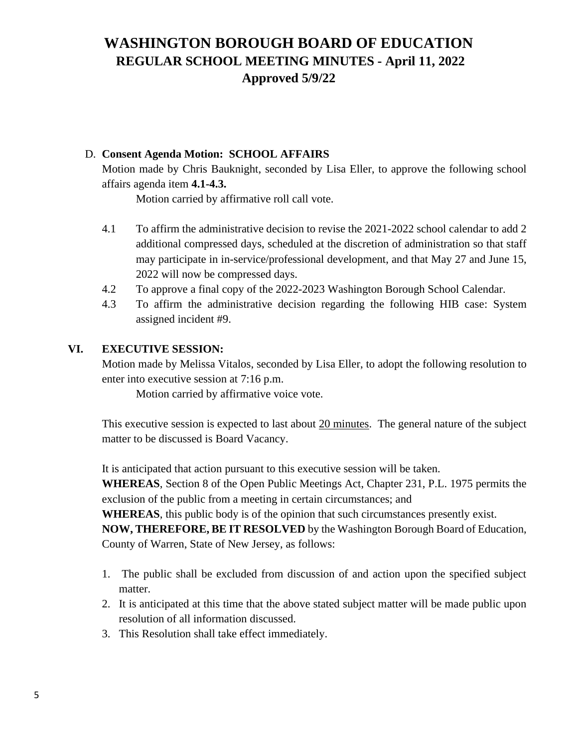# WASHINGTON BOROUGH BOARD OF EDUCATION
## REGULAR SCHOOL MEETING MINUTES - April 11, 2022
## Approved 5/9/22

D. **Consent Agenda Motion: SCHOOL AFFAIRS**

Motion made by Chris Bauknight, seconded by Lisa Eller, to approve the following school affairs agenda item **4.1-4.3.**

Motion carried by affirmative roll call vote.

4.1 To affirm the administrative decision to revise the 2021-2022 school calendar to add 2 additional compressed days, scheduled at the discretion of administration so that staff may participate in in-service/professional development, and that May 27 and June 15, 2022 will now be compressed days.

4.2 To approve a final copy of the 2022-2023 Washington Borough School Calendar.

4.3 To affirm the administrative decision regarding the following HIB case: System assigned incident #9.

**VI. EXECUTIVE SESSION:**

Motion made by Melissa Vitalos, seconded by Lisa Eller, to adopt the following resolution to enter into executive session at 7:16 p.m.

Motion carried by affirmative voice vote.

This executive session is expected to last about 20 minutes. The general nature of the subject matter to be discussed is Board Vacancy.

It is anticipated that action pursuant to this executive session will be taken.

**WHEREAS**, Section 8 of the Open Public Meetings Act, Chapter 231, P.L. 1975 permits the exclusion of the public from a meeting in certain circumstances; and

**WHEREAS**, this public body is of the opinion that such circumstances presently exist.

**NOW, THEREFORE, BE IT RESOLVED** by the Washington Borough Board of Education, County of Warren, State of New Jersey, as follows:

1. The public shall be excluded from discussion of and action upon the specified subject matter.
2. It is anticipated at this time that the above stated subject matter will be made public upon resolution of all information discussed.
3. This Resolution shall take effect immediately.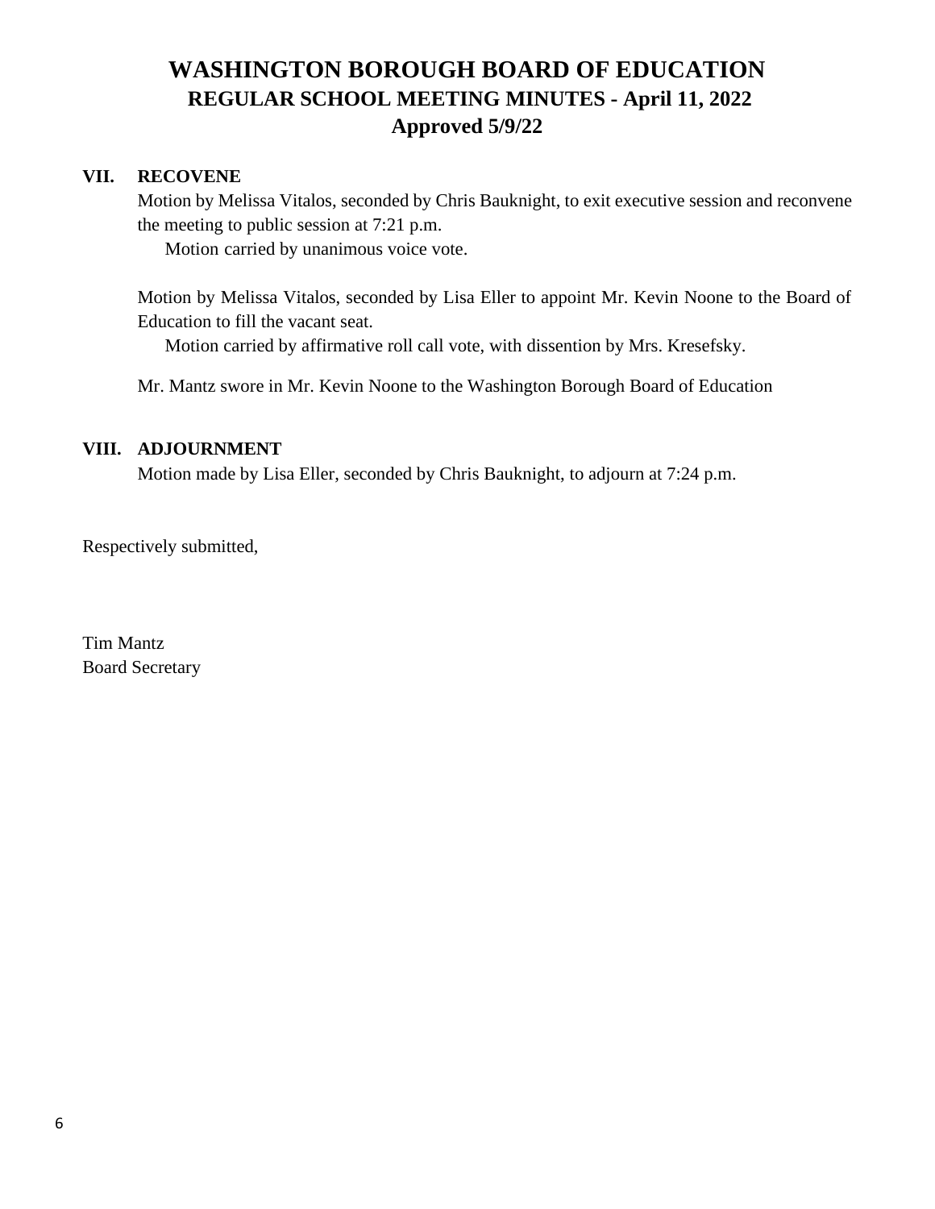# WASHINGTON BOROUGH BOARD OF EDUCATION
## REGULAR SCHOOL MEETING MINUTES - April 11, 2022
## Approved 5/9/22

### VII. RECOVENE

Motion by Melissa Vitalos, seconded by Chris Bauknight, to exit executive session and reconvene the meeting to public session at 7:21 p.m.

Motion carried by unanimous voice vote.

Motion by Melissa Vitalos, seconded by Lisa Eller to appoint Mr. Kevin Noone to the Board of Education to fill the vacant seat.

Motion carried by affirmative roll call vote, with dissention by Mrs. Kresefsky.

Mr. Mantz swore in Mr. Kevin Noone to the Washington Borough Board of Education

### VIII. ADJOURNMENT

Motion made by Lisa Eller, seconded by Chris Bauknight, to adjourn at 7:24 p.m.

Respectively submitted,

Tim Mantz
Board Secretary